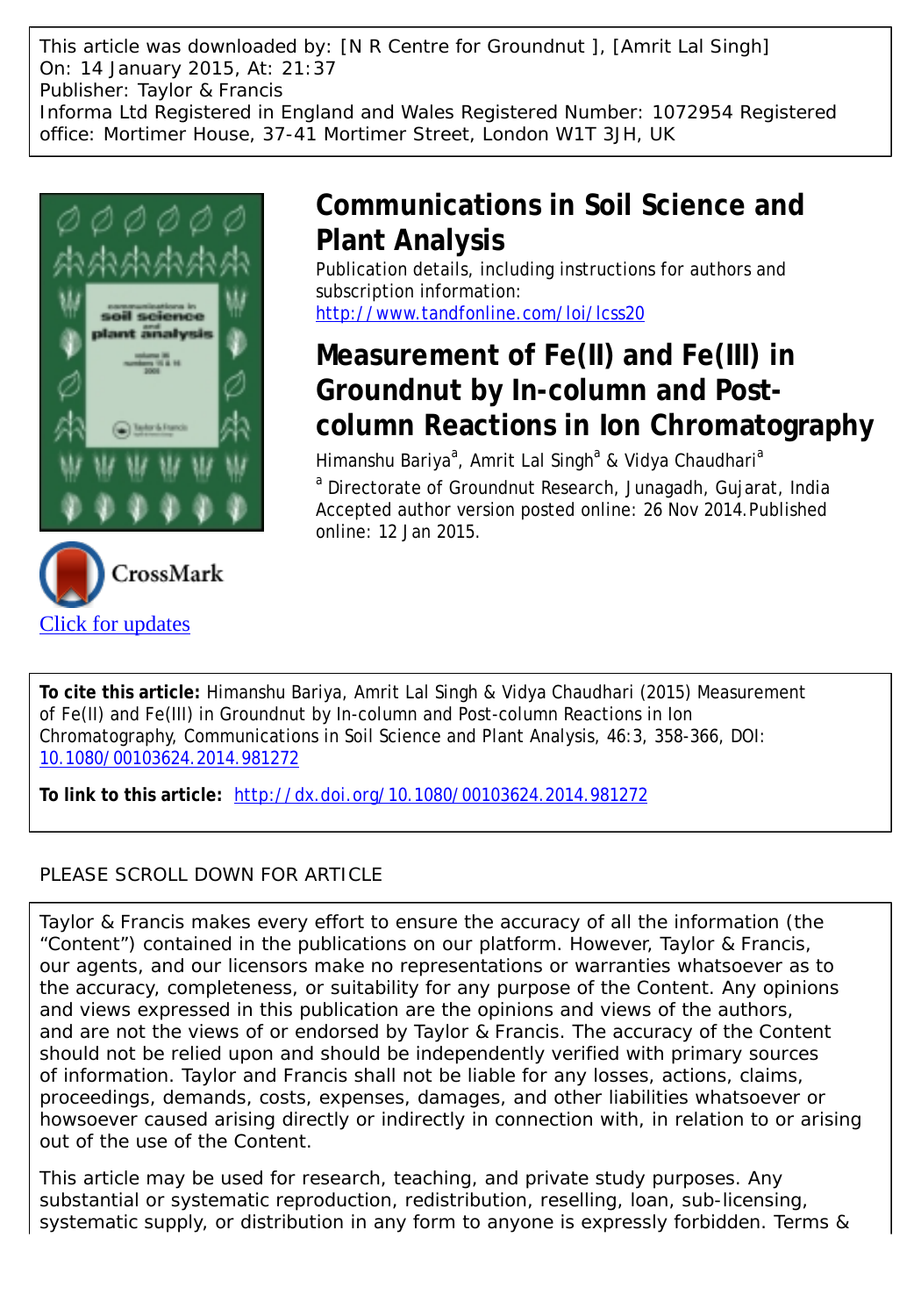This article was downloaded by: [N R Centre for Groundnut ], [Amrit Lal Singh]
On: 14 January 2015, At: 21:37
Publisher: Taylor & Francis
Informa Ltd Registered in England and Wales Registered Number: 1072954 Registered office: Mortimer House, 37-41 Mortimer Street, London W1T 3JH, UK

# Communications in Soil Science and Plant Analysis

Publication details, including instructions for authors and subscription information:
http://www.tandfonline.com/loi/lcss20

## Measurement of Fe(II) and Fe(III) in Groundnut by In-column and Post-column Reactions in Ion Chromatography

Himanshu Bariya[a], Amrit Lal Singh[a] & Vidya Chaudhari[a]

[a] Directorate of Groundnut Research, Junagadh, Gujarat, India

Accepted author version posted online: 26 Nov 2014. Published online: 12 Jan 2015.

Click for updates

**To cite this article:** Himanshu Bariya, Amrit Lal Singh & Vidya Chaudhari (2015) Measurement of Fe(II) and Fe(III) in Groundnut by In-column and Post-column Reactions in Ion Chromatography, Communications in Soil Science and Plant Analysis, 46:3, 358-366, DOI: 10.1080/00103624.2014.981272

**To link to this article:** http://dx.doi.org/10.1080/00103624.2014.981272

PLEASE SCROLL DOWN FOR ARTICLE

Taylor & Francis makes every effort to ensure the accuracy of all the information (the "Content") contained in the publications on our platform. However, Taylor & Francis, our agents, and our licensors make no representations or warranties whatsoever as to the accuracy, completeness, or suitability for any purpose of the Content. Any opinions and views expressed in this publication are the opinions and views of the authors, and are not the views of or endorsed by Taylor & Francis. The accuracy of the Content should not be relied upon and should be independently verified with primary sources of information. Taylor and Francis shall not be liable for any losses, actions, claims, proceedings, demands, costs, expenses, damages, and other liabilities whatsoever or howsoever caused arising directly or indirectly in connection with, in relation to or arising out of the use of the Content.

This article may be used for research, teaching, and private study purposes. Any substantial or systematic reproduction, redistribution, reselling, loan, sub-licensing, systematic supply, or distribution in any form to anyone is expressly forbidden. Terms &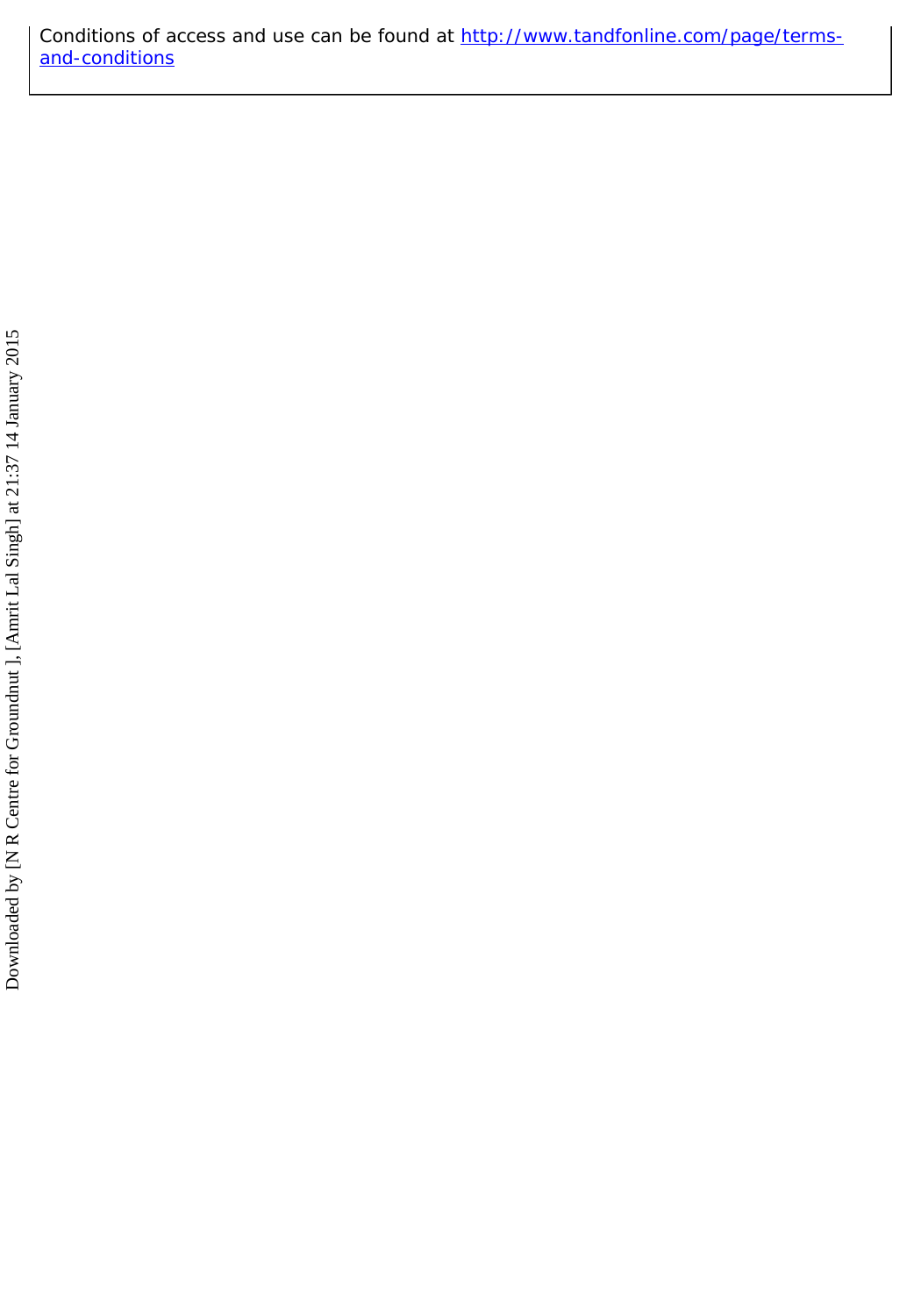Conditions of access and use can be found at http://www.tandfonline.com/page/terms-and-conditions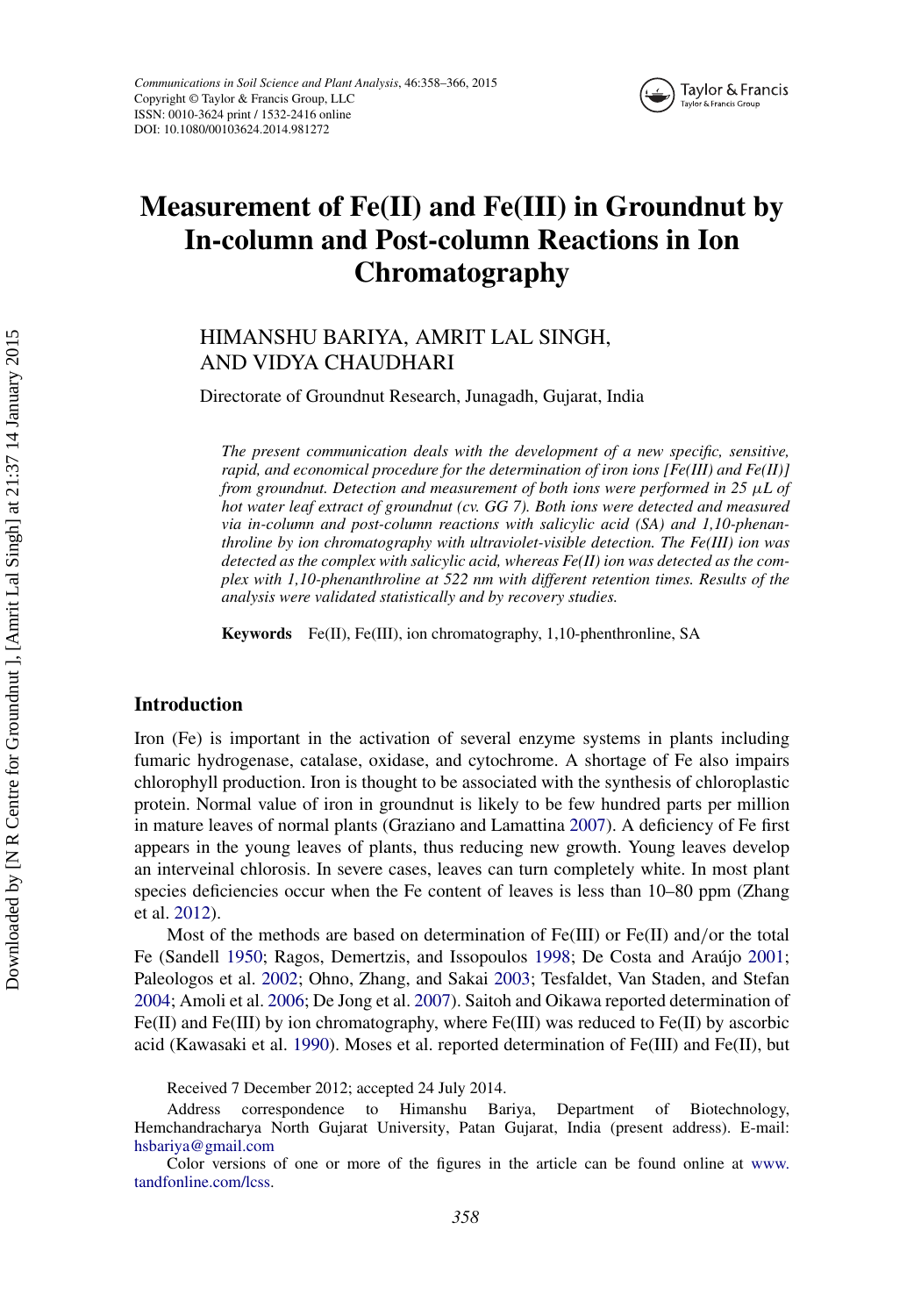# Measurement of Fe(II) and Fe(III) in Groundnut by In-column and Post-column Reactions in Ion Chromatography

HIMANSHU BARIYA, AMRIT LAL SINGH, AND VIDYA CHAUDHARI

Directorate of Groundnut Research, Junagadh, Gujarat, India

*The present communication deals with the development of a new specific, sensitive, rapid, and economical procedure for the determination of iron ions [Fe(III) and Fe(II)] from groundnut. Detection and measurement of both ions were performed in 25 μL of hot water leaf extract of groundnut (cv. GG 7). Both ions were detected and measured via in-column and post-column reactions with salicylic acid (SA) and 1,10-phenanthroline by ion chromatography with ultraviolet-visible detection. The Fe(III) ion was detected as the complex with salicylic acid, whereas Fe(II) ion was detected as the complex with 1,10-phenanthroline at 522 nm with different retention times. Results of the analysis were validated statistically and by recovery studies.*

**Keywords** Fe(II), Fe(III), ion chromatography, 1,10-phenthronline, SA

## Introduction

Iron (Fe) is important in the activation of several enzyme systems in plants including fumaric hydrogenase, catalase, oxidase, and cytochrome. A shortage of Fe also impairs chlorophyll production. Iron is thought to be associated with the synthesis of chloroplastic protein. Normal value of iron in groundnut is likely to be few hundred parts per million in mature leaves of normal plants (Graziano and Lamattina 2007). A deficiency of Fe first appears in the young leaves of plants, thus reducing new growth. Young leaves develop an interveinal chlorosis. In severe cases, leaves can turn completely white. In most plant species deficiencies occur when the Fe content of leaves is less than 10–80 ppm (Zhang et al. 2012).

Most of the methods are based on determination of Fe(III) or Fe(II) and/or the total Fe (Sandell 1950; Ragos, Demertzis, and Issopoulos 1998; De Costa and Araújo 2001; Paleologos et al. 2002; Ohno, Zhang, and Sakai 2003; Tesfaldet, Van Staden, and Stefan 2004; Amoli et al. 2006; De Jong et al. 2007). Saitoh and Oikawa reported determination of Fe(II) and Fe(III) by ion chromatography, where Fe(III) was reduced to Fe(II) by ascorbic acid (Kawasaki et al. 1990). Moses et al. reported determination of Fe(III) and Fe(II), but

Received 7 December 2012; accepted 24 July 2014.

Address correspondence to Himanshu Bariya, Department of Biotechnology, Hemchandracharya North Gujarat University, Patan Gujarat, India (present address). E-mail: hsbariya@gmail.com

Color versions of one or more of the figures in the article can be found online at www.tandfonline.com/lcss.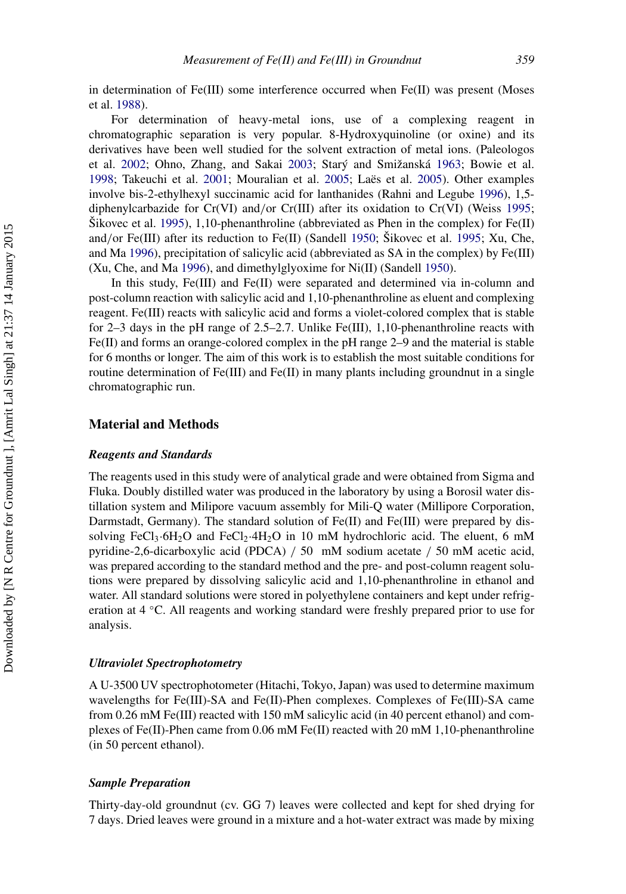in determination of Fe(III) some interference occurred when Fe(II) was present (Moses et al. 1988).

For determination of heavy-metal ions, use of a complexing reagent in chromatographic separation is very popular. 8-Hydroxyquinoline (or oxine) and its derivatives have been well studied for the solvent extraction of metal ions. (Paleologos et al. 2002; Ohno, Zhang, and Sakai 2003; Starý and Smižanská 1963; Bowie et al. 1998; Takeuchi et al. 2001; Mouralian et al. 2005; Laës et al. 2005). Other examples involve bis-2-ethylhexyl succinamic acid for lanthanides (Rahni and Legube 1996), 1,5-diphenylcarbazide for Cr(VI) and/or Cr(III) after its oxidation to Cr(VI) (Weiss 1995; Šikovec et al. 1995), 1,10-phenanthroline (abbreviated as Phen in the complex) for Fe(II) and/or Fe(III) after its reduction to Fe(II) (Sandell 1950; Šikovec et al. 1995; Xu, Che, and Ma 1996), precipitation of salicylic acid (abbreviated as SA in the complex) by Fe(III) (Xu, Che, and Ma 1996), and dimethylglyoxime for Ni(II) (Sandell 1950).

In this study, Fe(III) and Fe(II) were separated and determined via in-column and post-column reaction with salicylic acid and 1,10-phenanthroline as eluent and complexing reagent. Fe(III) reacts with salicylic acid and forms a violet-colored complex that is stable for 2–3 days in the pH range of 2.5–2.7. Unlike Fe(III), 1,10-phenanthroline reacts with Fe(II) and forms an orange-colored complex in the pH range 2–9 and the material is stable for 6 months or longer. The aim of this work is to establish the most suitable conditions for routine determination of Fe(III) and Fe(II) in many plants including groundnut in a single chromatographic run.

## Material and Methods

### *Reagents and Standards*

The reagents used in this study were of analytical grade and were obtained from Sigma and Fluka. Doubly distilled water was produced in the laboratory by using a Borosil water distillation system and Milipore vacuum assembly for Mili-Q water (Millipore Corporation, Darmstadt, Germany). The standard solution of Fe(II) and Fe(III) were prepared by dissolving $FeCl_3 \cdot 6H_2O$ and $FeCl_2 \cdot 4H_2O$ in 10 mM hydrochloric acid. The eluent, 6 mM pyridine-2,6-dicarboxylic acid (PDCA) / 50 mM sodium acetate / 50 mM acetic acid, was prepared according to the standard method and the pre- and post-column reagent solutions were prepared by dissolving salicylic acid and 1,10-phenanthroline in ethanol and water. All standard solutions were stored in polyethylene containers and kept under refrigeration at 4 °C. All reagents and working standard were freshly prepared prior to use for analysis.

### *Ultraviolet Spectrophotometry*

A U-3500 UV spectrophotometer (Hitachi, Tokyo, Japan) was used to determine maximum wavelengths for Fe(III)-SA and Fe(II)-Phen complexes. Complexes of Fe(III)-SA came from 0.26 mM Fe(III) reacted with 150 mM salicylic acid (in 40 percent ethanol) and complexes of Fe(II)-Phen came from 0.06 mM Fe(II) reacted with 20 mM 1,10-phenanthroline (in 50 percent ethanol).

### *Sample Preparation*

Thirty-day-old groundnut (cv. GG 7) leaves were collected and kept for shed drying for 7 days. Dried leaves were ground in a mixture and a hot-water extract was made by mixing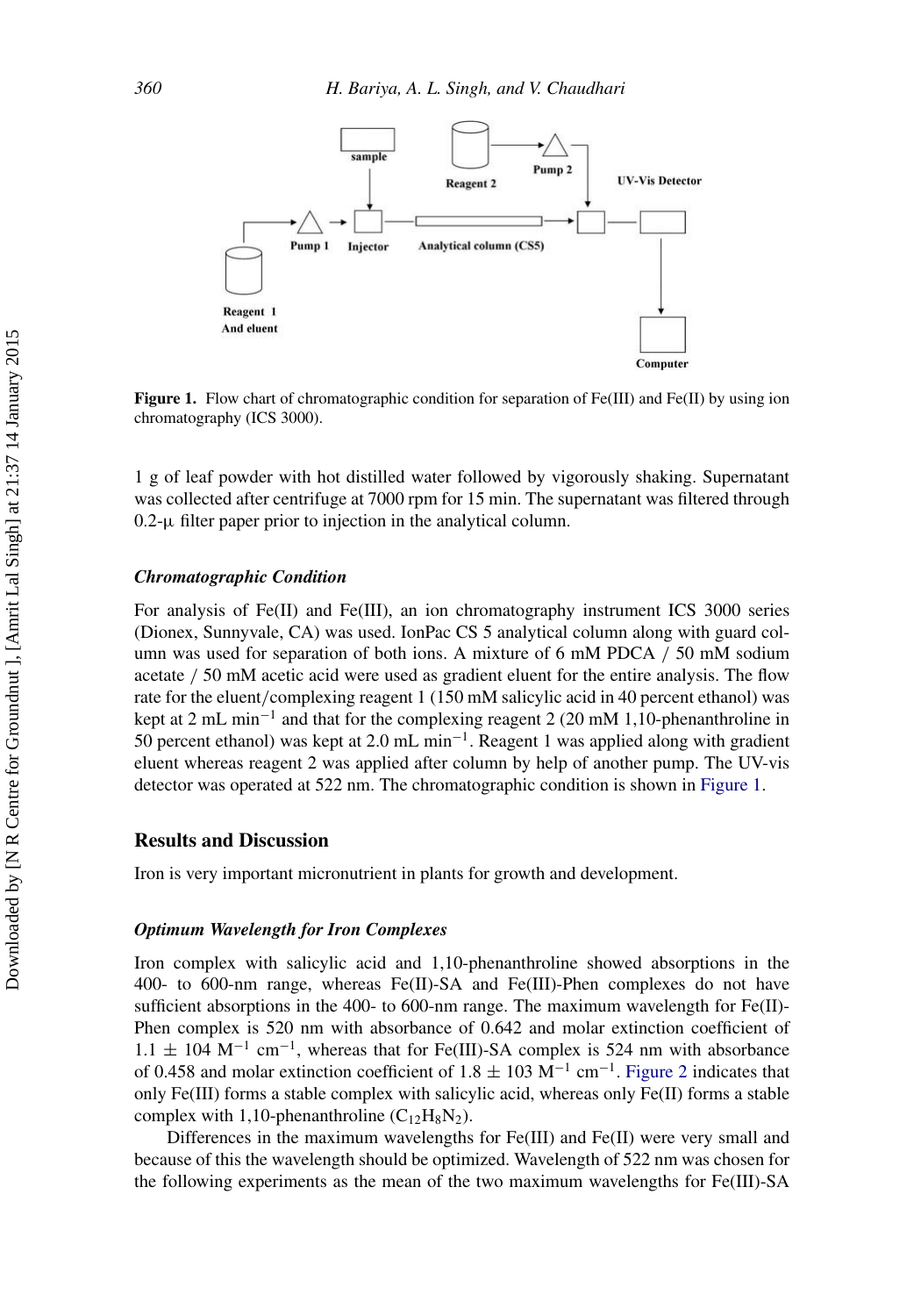**Figure 1.** Flow chart of chromatographic condition for separation of Fe(III) and Fe(II) by using ion chromatography (ICS 3000).

1 g of leaf powder with hot distilled water followed by vigorously shaking. Supernatant was collected after centrifuge at 7000 rpm for 15 min. The supernatant was filtered through 0.2-μ filter paper prior to injection in the analytical column.

### *Chromatographic Condition*

For analysis of Fe(II) and Fe(III), an ion chromatography instrument ICS 3000 series (Dionex, Sunnyvale, CA) was used. IonPac CS 5 analytical column along with guard column was used for separation of both ions. A mixture of 6 mM PDCA / 50 mM sodium acetate / 50 mM acetic acid were used as gradient eluent for the entire analysis. The flow rate for the eluent/complexing reagent 1 (150 mM salicylic acid in 40 percent ethanol) was kept at 2 mL $min^{-1}$ and that for the complexing reagent 2 (20 mM 1,10-phenanthroline in 50 percent ethanol) was kept at 2.0 mL $min^{-1}$. Reagent 1 was applied along with gradient eluent whereas reagent 2 was applied after column by help of another pump. The UV-vis detector was operated at 522 nm. The chromatographic condition is shown in Figure 1.

## Results and Discussion

Iron is very important micronutrient in plants for growth and development.

### *Optimum Wavelength for Iron Complexes*

Iron complex with salicylic acid and 1,10-phenanthroline showed absorptions in the 400- to 600-nm range, whereas Fe(II)-SA and Fe(III)-Phen complexes do not have sufficient absorptions in the 400- to 600-nm range. The maximum wavelength for Fe(II)-Phen complex is 520 nm with absorbance of 0.642 and molar extinction coefficient of $1.1 \pm 104$ $M^{-1}$ $cm^{-1}$, whereas that for Fe(III)-SA complex is 524 nm with absorbance of 0.458 and molar extinction coefficient of $1.8 \pm 103$ $M^{-1}$ $cm^{-1}$. Figure 2 indicates that only Fe(III) forms a stable complex with salicylic acid, whereas only Fe(II) forms a stable complex with 1,10-phenanthroline ($C_{12}H_8N_2$).

Differences in the maximum wavelengths for Fe(III) and Fe(II) were very small and because of this the wavelength should be optimized. Wavelength of 522 nm was chosen for the following experiments as the mean of the two maximum wavelengths for Fe(III)-SA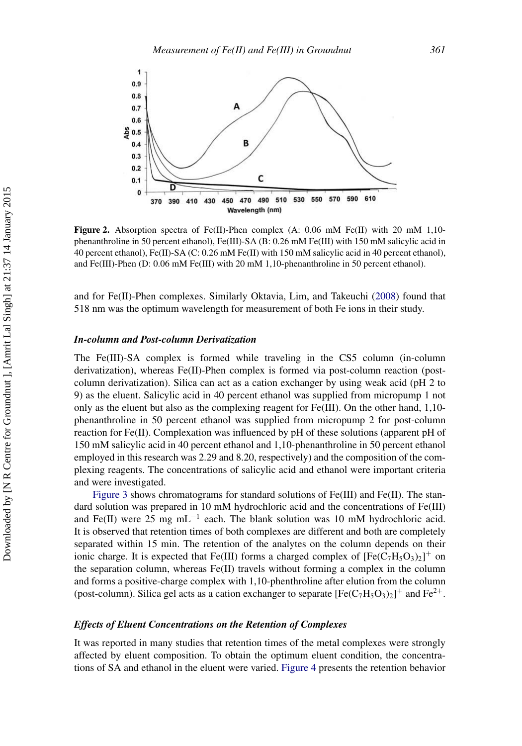**Figure 2.** Absorption spectra of Fe(II)-Phen complex (A: 0.06 mM Fe(II) with 20 mM 1,10-phenanthroline in 50 percent ethanol), Fe(III)-SA (B: 0.26 mM Fe(III) with 150 mM salicylic acid in 40 percent ethanol), Fe(II)-SA (C: 0.26 mM Fe(II) with 150 mM salicylic acid in 40 percent ethanol), and Fe(III)-Phen (D: 0.06 mM Fe(III) with 20 mM 1,10-phenanthroline in 50 percent ethanol).

and for Fe(II)-Phen complexes. Similarly Oktavia, Lim, and Takeuchi (2008) found that 518 nm was the optimum wavelength for measurement of both Fe ions in their study.

### *In-column and Post-column Derivatization*

The Fe(III)-SA complex is formed while traveling in the CS5 column (in-column derivatization), whereas Fe(II)-Phen complex is formed via post-column reaction (post-column derivatization). Silica can act as a cation exchanger by using weak acid (pH 2 to 9) as the eluent. Salicylic acid in 40 percent ethanol was supplied from micropump 1 not only as the eluent but also as the complexing reagent for Fe(III). On the other hand, 1,10-phenanthroline in 50 percent ethanol was supplied from micropump 2 for post-column reaction for Fe(II). Complexation was influenced by pH of these solutions (apparent pH of 150 mM salicylic acid in 40 percent ethanol and 1,10-phenanthroline in 50 percent ethanol employed in this research was 2.29 and 8.20, respectively) and the composition of the complexing reagents. The concentrations of salicylic acid and ethanol were important criteria and were investigated.

Figure 3 shows chromatograms for standard solutions of Fe(III) and Fe(II). The standard solution was prepared in 10 mM hydrochloric acid and the concentrations of Fe(III) and Fe(II) were 25 mg $mL^{-1}$ each. The blank solution was 10 mM hydrochloric acid. It is observed that retention times of both complexes are different and both are completely separated within 15 min. The retention of the analytes on the column depends on their ionic charge. It is expected that Fe(III) forms a charged complex of $[Fe(C_7H_5O_3)_2]^+$ on the separation column, whereas Fe(II) travels without forming a complex in the column and forms a positive-charge complex with 1,10-phenthroline after elution from the column (post-column). Silica gel acts as a cation exchanger to separate $[Fe(C_7H_5O_3)_2]^+$ and $Fe^{2+}$.

### *Effects of Eluent Concentrations on the Retention of Complexes*

It was reported in many studies that retention times of the metal complexes were strongly affected by eluent composition. To obtain the optimum eluent condition, the concentrations of SA and ethanol in the eluent were varied. Figure 4 presents the retention behavior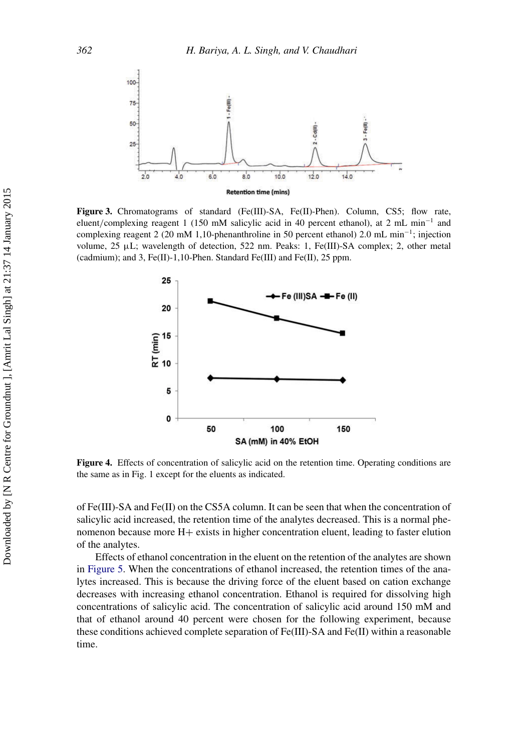**Figure 3.** Chromatograms of standard (Fe(III)-SA, Fe(II)-Phen). Column, CS5; flow rate, eluent/complexing reagent 1 (150 mM salicylic acid in 40 percent ethanol), at 2 mL min$^{-1}$ and complexing reagent 2 (20 mM 1,10-phenanthroline in 50 percent ethanol) 2.0 mL min$^{-1}$; injection volume, 25 μL; wavelength of detection, 522 nm. Peaks: 1, Fe(III)-SA complex; 2, other metal (cadmium); and 3, Fe(II)-1,10-Phen. Standard Fe(III) and Fe(II), 25 ppm.

**Figure 4.** Effects of concentration of salicylic acid on the retention time. Operating conditions are the same as in Fig. 1 except for the eluents as indicated.

of Fe(III)-SA and Fe(II) on the CS5A column. It can be seen that when the concentration of salicylic acid increased, the retention time of the analytes decreased. This is a normal phenomenon because more H+ exists in higher concentration eluent, leading to faster elution of the analytes.

Effects of ethanol concentration in the eluent on the retention of the analytes are shown in Figure 5. When the concentrations of ethanol increased, the retention times of the analytes increased. This is because the driving force of the eluent based on cation exchange decreases with increasing ethanol concentration. Ethanol is required for dissolving high concentrations of salicylic acid. The concentration of salicylic acid around 150 mM and that of ethanol around 40 percent were chosen for the following experiment, because these conditions achieved complete separation of Fe(III)-SA and Fe(II) within a reasonable time.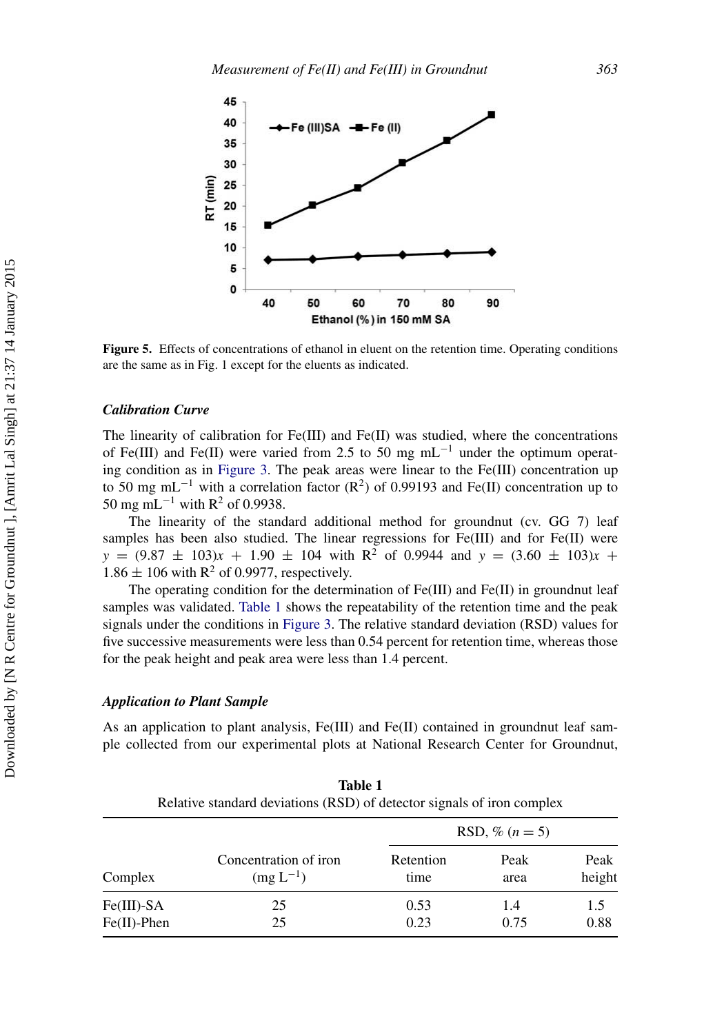**Figure 5.** Effects of concentrations of ethanol in eluent on the retention time. Operating conditions are the same as in Fig. 1 except for the eluents as indicated.

### *Calibration Curve*

The linearity of calibration for Fe(III) and Fe(II) was studied, where the concentrations of Fe(III) and Fe(II) were varied from 2.5 to 50 mg $mL^{-1}$ under the optimum operating condition as in Figure 3. The peak areas were linear to the Fe(III) concentration up to 50 mg $mL^{-1}$ with a correlation factor ($R^2$) of 0.99193 and Fe(II) concentration up to 50 mg $mL^{-1}$ with $R^2$ of 0.9938.

The linearity of the standard additional method for groundnut (cv. GG 7) leaf samples has been also studied. The linear regressions for Fe(III) and for Fe(II) were $y = (9.87 \pm 103)x + 1.90 \pm 104$ with $R^2$ of 0.9944 and $y = (3.60 \pm 103)x + 1.86 \pm 106$ with $R^2$ of 0.9977, respectively.

The operating condition for the determination of Fe(III) and Fe(II) in groundnut leaf samples was validated. Table 1 shows the repeatability of the retention time and the peak signals under the conditions in Figure 3. The relative standard deviation (RSD) values for five successive measurements were less than 0.54 percent for retention time, whereas those for the peak height and peak area were less than 1.4 percent.

### *Application to Plant Sample*

As an application to plant analysis, Fe(III) and Fe(II) contained in groundnut leaf sample collected from our experimental plots at National Research Center for Groundnut,

**Table 1**
Relative standard deviations (RSD) of detector signals of iron complex

| Complex | Concentration of iron ($mg\ L^{-1}$) | RSD, % ($n = 5$) | | |
|---|---|---|---|---|
| | | Retention time | Peak area | Peak height |
| Fe(III)-SA | 25 | 0.53 | 1.4 | 1.5 |
| Fe(II)-Phen | 25 | 0.23 | 0.75 | 0.88 |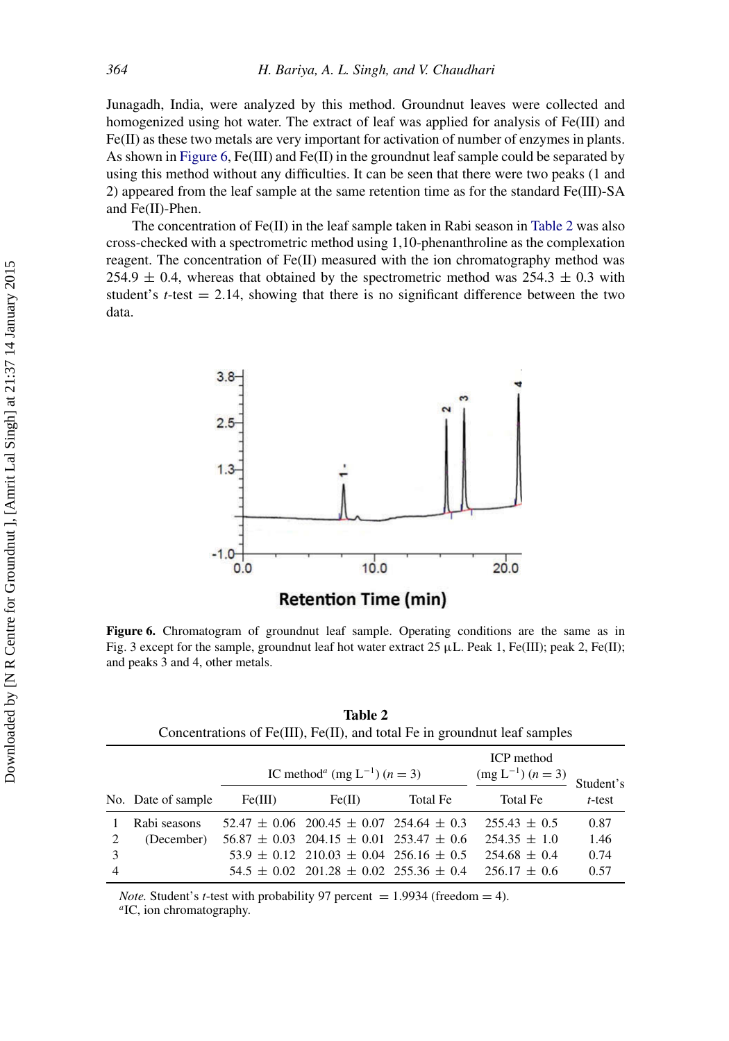Junagadh, India, were analyzed by this method. Groundnut leaves were collected and homogenized using hot water. The extract of leaf was applied for analysis of Fe(III) and Fe(II) as these two metals are very important for activation of number of enzymes in plants. As shown in Figure 6, Fe(III) and Fe(II) in the groundnut leaf sample could be separated by using this method without any difficulties. It can be seen that there were two peaks (1 and 2) appeared from the leaf sample at the same retention time as for the standard Fe(III)-SA and Fe(II)-Phen.

The concentration of Fe(II) in the leaf sample taken in Rabi season in Table 2 was also cross-checked with a spectrometric method using 1,10-phenanthroline as the complexation reagent. The concentration of Fe(II) measured with the ion chromatography method was $254.9 \pm 0.4$, whereas that obtained by the spectrometric method was $254.3 \pm 0.3$ with student's $t$-test = 2.14, showing that there is no significant difference between the two data.

**Figure 6.** Chromatogram of groundnut leaf sample. Operating conditions are the same as in Fig. 3 except for the sample, groundnut leaf hot water extract 25 μL. Peak 1, Fe(III); peak 2, Fe(II); and peaks 3 and 4, other metals.

**Table 2**
Concentrations of Fe(III), Fe(II), and total Fe in groundnut leaf samples

| No. | Date of sample | IC method[a] (mg $L^{-1}$) ($n = 3$) | | | ICP method (mg $L^{-1}$) ($n = 3$) | Student's $t$-test |
|---|---|---|---|---|---|---|
| | | Fe(III) | Fe(II) | Total Fe | Total Fe | |
| 1 | Rabi seasons | $52.47 \pm 0.06$ | $200.45 \pm 0.07$ | $254.64 \pm 0.3$ | $255.43 \pm 0.5$ | 0.87 |
| 2 | (December) | $56.87 \pm 0.03$ | $204.15 \pm 0.01$ | $253.47 \pm 0.6$ | $254.35 \pm 1.0$ | 1.46 |
| 3 | | $53.9 \pm 0.12$ | $210.03 \pm 0.04$ | $256.16 \pm 0.5$ | $254.68 \pm 0.4$ | 0.74 |
| 4 | | $54.5 \pm 0.02$ | $201.28 \pm 0.02$ | $255.36 \pm 0.4$ | $256.17 \pm 0.6$ | 0.57 |

*Note.* Student's $t$-test with probability 97 percent = 1.9934 (freedom = 4).
[a]IC, ion chromatography.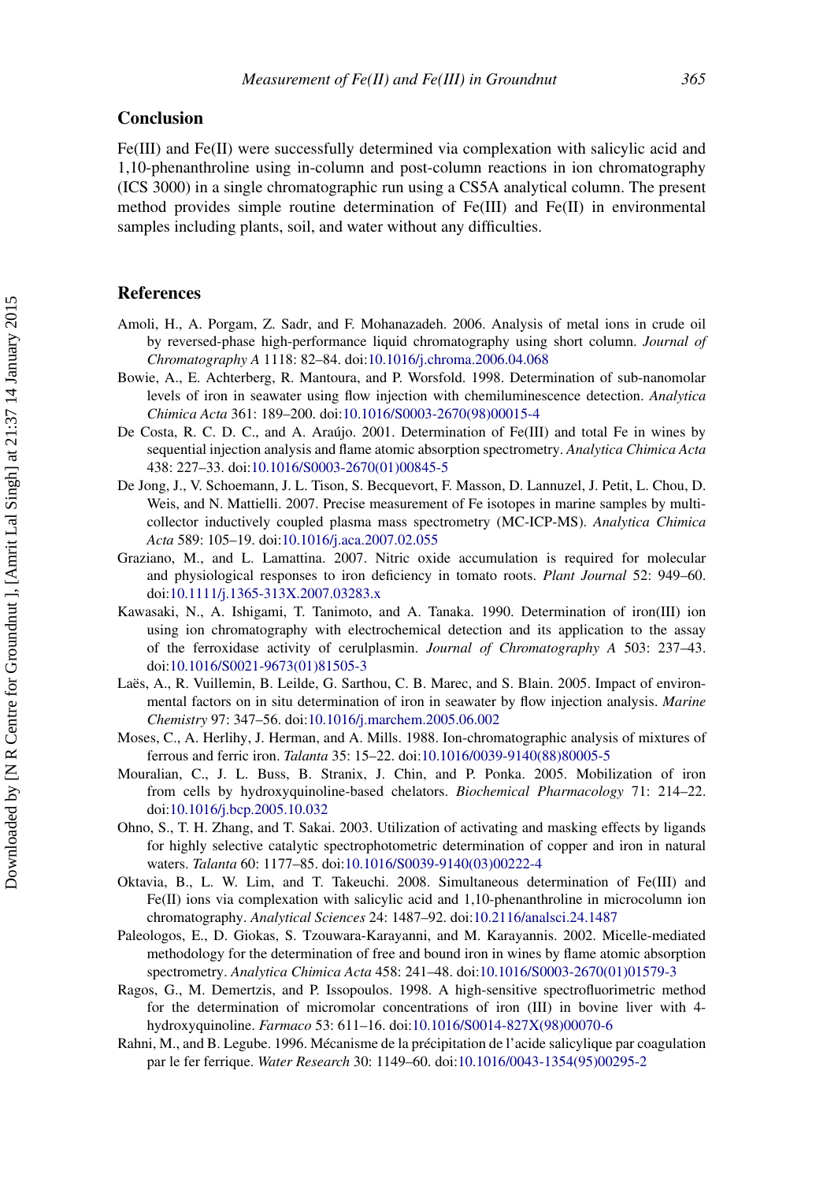## Conclusion

Fe(III) and Fe(II) were successfully determined via complexation with salicylic acid and 1,10-phenanthroline using in-column and post-column reactions in ion chromatography (ICS 3000) in a single chromatographic run using a CS5A analytical column. The present method provides simple routine determination of Fe(III) and Fe(II) in environmental samples including plants, soil, and water without any difficulties.

## References

Amoli, H., A. Porgam, Z. Sadr, and F. Mohanazadeh. 2006. Analysis of metal ions in crude oil by reversed-phase high-performance liquid chromatography using short column. *Journal of Chromatography A* 1118: 82–84. doi:10.1016/j.chroma.2006.04.068

Bowie, A., E. Achterberg, R. Mantoura, and P. Worsfold. 1998. Determination of sub-nanomolar levels of iron in seawater using flow injection with chemiluminescence detection. *Analytica Chimica Acta* 361: 189–200. doi:10.1016/S0003-2670(98)00015-4

De Costa, R. C. D. C., and A. Araújo. 2001. Determination of Fe(III) and total Fe in wines by sequential injection analysis and flame atomic absorption spectrometry. *Analytica Chimica Acta* 438: 227–33. doi:10.1016/S0003-2670(01)00845-5

De Jong, J., V. Schoemann, J. L. Tison, S. Becquevort, F. Masson, D. Lannuzel, J. Petit, L. Chou, D. Weis, and N. Mattielli. 2007. Precise measurement of Fe isotopes in marine samples by multi-collector inductively coupled plasma mass spectrometry (MC-ICP-MS). *Analytica Chimica Acta* 589: 105–19. doi:10.1016/j.aca.2007.02.055

Graziano, M., and L. Lamattina. 2007. Nitric oxide accumulation is required for molecular and physiological responses to iron deficiency in tomato roots. *Plant Journal* 52: 949–60. doi:10.1111/j.1365-313X.2007.03283.x

Kawasaki, N., A. Ishigami, T. Tanimoto, and A. Tanaka. 1990. Determination of iron(III) ion using ion chromatography with electrochemical detection and its application to the assay of the ferroxidase activity of cerulplasmin. *Journal of Chromatography A* 503: 237–43. doi:10.1016/S0021-9673(01)81505-3

Laës, A., R. Vuillemin, B. Leilde, G. Sarthou, C. B. Marec, and S. Blain. 2005. Impact of environmental factors on in situ determination of iron in seawater by flow injection analysis. *Marine Chemistry* 97: 347–56. doi:10.1016/j.marchem.2005.06.002

Moses, C., A. Herlihy, J. Herman, and A. Mills. 1988. Ion-chromatographic analysis of mixtures of ferrous and ferric iron. *Talanta* 35: 15–22. doi:10.1016/0039-9140(88)80005-5

Mouralian, C., J. L. Buss, B. Stranix, J. Chin, and P. Ponka. 2005. Mobilization of iron from cells by hydroxyquinoline-based chelators. *Biochemical Pharmacology* 71: 214–22. doi:10.1016/j.bcp.2005.10.032

Ohno, S., T. H. Zhang, and T. Sakai. 2003. Utilization of activating and masking effects by ligands for highly selective catalytic spectrophotometric determination of copper and iron in natural waters. *Talanta* 60: 1177–85. doi:10.1016/S0039-9140(03)00222-4

Oktavia, B., L. W. Lim, and T. Takeuchi. 2008. Simultaneous determination of Fe(III) and Fe(II) ions via complexation with salicylic acid and 1,10-phenanthroline in microcolumn ion chromatography. *Analytical Sciences* 24: 1487–92. doi:10.2116/analsci.24.1487

Paleologos, E., D. Giokas, S. Tzouwara-Karayanni, and M. Karayannis. 2002. Micelle-mediated methodology for the determination of free and bound iron in wines by flame atomic absorption spectrometry. *Analytica Chimica Acta* 458: 241–48. doi:10.1016/S0003-2670(01)01579-3

Ragos, G., M. Demertzis, and P. Issopoulos. 1998. A high-sensitive spectrofluorimetric method for the determination of micromolar concentrations of iron (III) in bovine liver with 4-hydroxyquinoline. *Farmaco* 53: 611–16. doi:10.1016/S0014-827X(98)00070-6

Rahni, M., and B. Legube. 1996. Mécanisme de la précipitation de l'acide salicylique par coagulation par le fer ferrique. *Water Research* 30: 1149–60. doi:10.1016/0043-1354(95)00295-2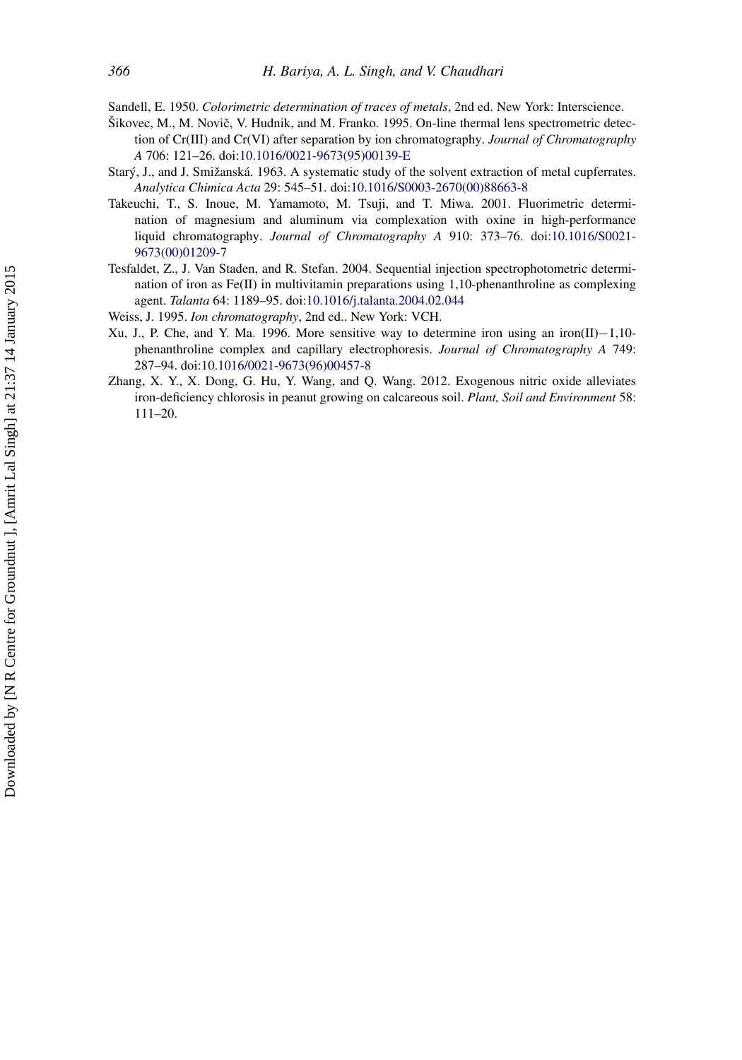Sandell, E. 1950. *Colorimetric determination of traces of metals*, 2nd ed. New York: Interscience.

Šikovec, M., M. Novič, V. Hudnik, and M. Franko. 1995. On-line thermal lens spectrometric detection of Cr(III) and Cr(VI) after separation by ion chromatography. *Journal of Chromatography A* 706: 121–26. doi:10.1016/0021-9673(95)00139-E

Starý, J., and J. Smižanská. 1963. A systematic study of the solvent extraction of metal cupferrates. *Analytica Chimica Acta* 29: 545–51. doi:10.1016/S0003-2670(00)88663-8

Takeuchi, T., S. Inoue, M. Yamamoto, M. Tsuji, and T. Miwa. 2001. Fluorimetric determination of magnesium and aluminum via complexation with oxine in high-performance liquid chromatography. *Journal of Chromatography A* 910: 373–76. doi:10.1016/S0021-9673(00)01209-7

Tesfaldet, Z., J. Van Staden, and R. Stefan. 2004. Sequential injection spectrophotometric determination of iron as Fe(II) in multivitamin preparations using 1,10-phenanthroline as complexing agent. *Talanta* 64: 1189–95. doi:10.1016/j.talanta.2004.02.044

Weiss, J. 1995. *Ion chromatography*, 2nd ed.. New York: VCH.

Xu, J., P. Che, and Y. Ma. 1996. More sensitive way to determine iron using an iron(II)−1,10-phenanthroline complex and capillary electrophoresis. *Journal of Chromatography A* 749: 287–94. doi:10.1016/0021-9673(96)00457-8

Zhang, X. Y., X. Dong, G. Hu, Y. Wang, and Q. Wang. 2012. Exogenous nitric oxide alleviates iron-deficiency chlorosis in peanut growing on calcareous soil. *Plant, Soil and Environment* 58: 111–20.